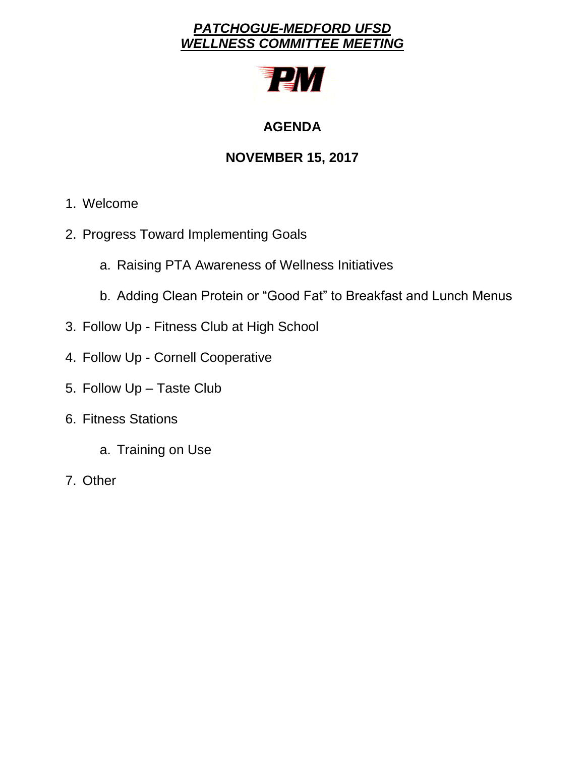# ***PATCHOGUE-MEDFORD UFSD***
# ***WELLNESS COMMITTEE MEETING***

## AGENDA

## NOVEMBER 15, 2017

1. Welcome
2. Progress Toward Implementing Goals
    a. Raising PTA Awareness of Wellness Initiatives
    b. Adding Clean Protein or "Good Fat" to Breakfast and Lunch Menus
3. Follow Up - Fitness Club at High School
4. Follow Up - Cornell Cooperative
5. Follow Up – Taste Club
6. Fitness Stations
    a. Training on Use
7. Other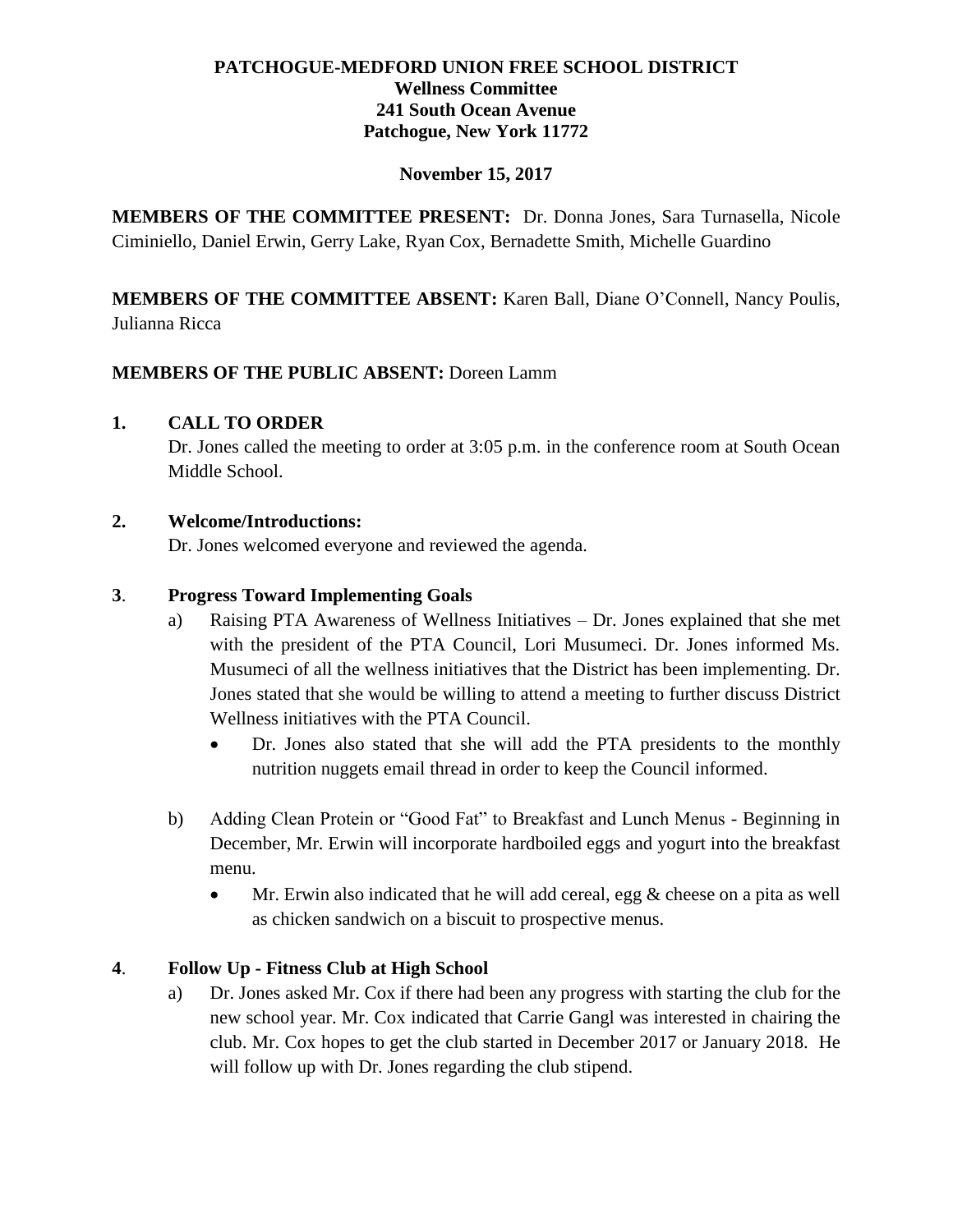**PATCHOGUE-MEDFORD UNION FREE SCHOOL DISTRICT**
**Wellness Committee**
**241 South Ocean Avenue**
**Patchogue, New York 11772**

**November 15, 2017**

**MEMBERS OF THE COMMITTEE PRESENT:** Dr. Donna Jones, Sara Turnasella, Nicole Ciminiello, Daniel Erwin, Gerry Lake, Ryan Cox, Bernadette Smith, Michelle Guardino

**MEMBERS OF THE COMMITTEE ABSENT:** Karen Ball, Diane O'Connell, Nancy Poulis, Julianna Ricca

**MEMBERS OF THE PUBLIC ABSENT:** Doreen Lamm

## 1. CALL TO ORDER

Dr. Jones called the meeting to order at 3:05 p.m. in the conference room at South Ocean Middle School.

## 2. Welcome/Introductions:

Dr. Jones welcomed everyone and reviewed the agenda.

## 3. Progress Toward Implementing Goals

a) Raising PTA Awareness of Wellness Initiatives – Dr. Jones explained that she met with the president of the PTA Council, Lori Musumeci. Dr. Jones informed Ms. Musumeci of all the wellness initiatives that the District has been implementing. Dr. Jones stated that she would be willing to attend a meeting to further discuss District Wellness initiatives with the PTA Council.

- Dr. Jones also stated that she will add the PTA presidents to the monthly nutrition nuggets email thread in order to keep the Council informed.

b) Adding Clean Protein or "Good Fat" to Breakfast and Lunch Menus - Beginning in December, Mr. Erwin will incorporate hardboiled eggs and yogurt into the breakfast menu.

- Mr. Erwin also indicated that he will add cereal, egg & cheese on a pita as well as chicken sandwich on a biscuit to prospective menus.

## 4. Follow Up - Fitness Club at High School

a) Dr. Jones asked Mr. Cox if there had been any progress with starting the club for the new school year. Mr. Cox indicated that Carrie Gangl was interested in chairing the club. Mr. Cox hopes to get the club started in December 2017 or January 2018. He will follow up with Dr. Jones regarding the club stipend.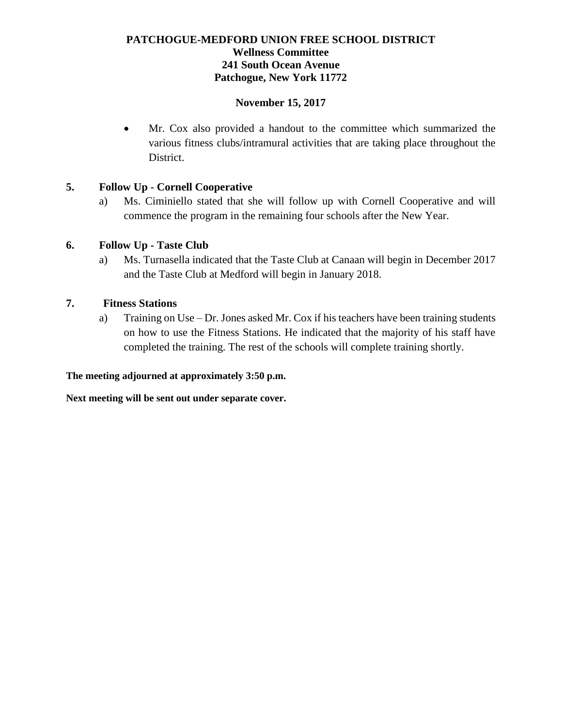**PATCHOGUE-MEDFORD UNION FREE SCHOOL DISTRICT**
**Wellness Committee**
**241 South Ocean Avenue**
**Patchogue, New York 11772**

**November 15, 2017**

- Mr. Cox also provided a handout to the committee which summarized the various fitness clubs/intramural activities that are taking place throughout the District.

**5. Follow Up - Cornell Cooperative**

a) Ms. Ciminiello stated that she will follow up with Cornell Cooperative and will commence the program in the remaining four schools after the New Year.

**6. Follow Up - Taste Club**

a) Ms. Turnasella indicated that the Taste Club at Canaan will begin in December 2017 and the Taste Club at Medford will begin in January 2018.

**7. Fitness Stations**

a) Training on Use – Dr. Jones asked Mr. Cox if his teachers have been training students on how to use the Fitness Stations. He indicated that the majority of his staff have completed the training. The rest of the schools will complete training shortly.

**The meeting adjourned at approximately 3:50 p.m.**

**Next meeting will be sent out under separate cover.**